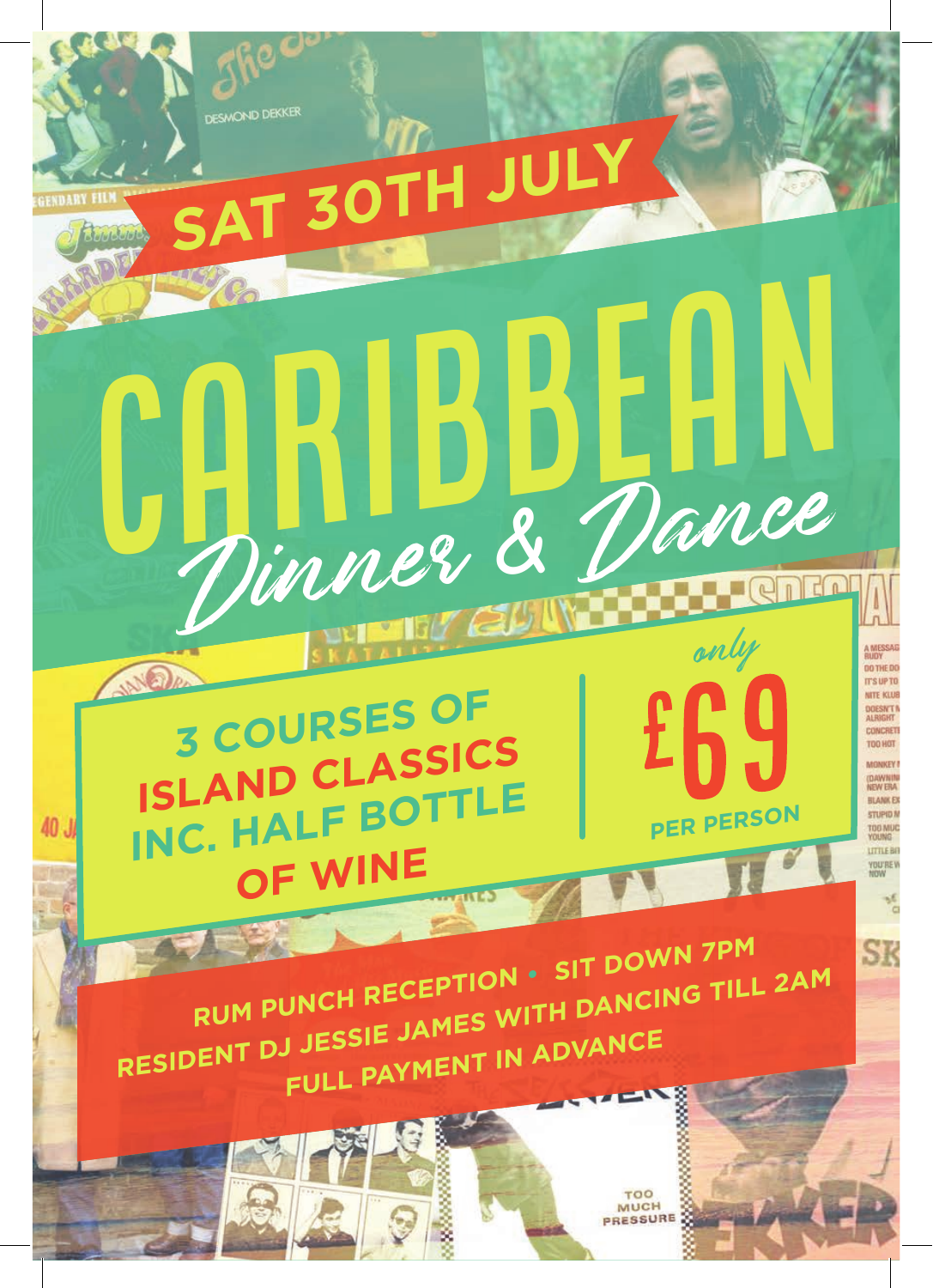**SAT 30TH JULY**

# CARIBBEAN

## *Dinner & Dance*

**3 COURSES OF ISLAND CLASSICS INC. HALF BOTTLE OF WINE**

*only* **£69** PER PERSON

**RUM PUNCH RECEPTION • SIT DOWN 7PM**

**RESIDENT DJ JESSIE JAMES WITH DANCING TILL 2AM**

**FULL PAYMENT IN ADVANCE**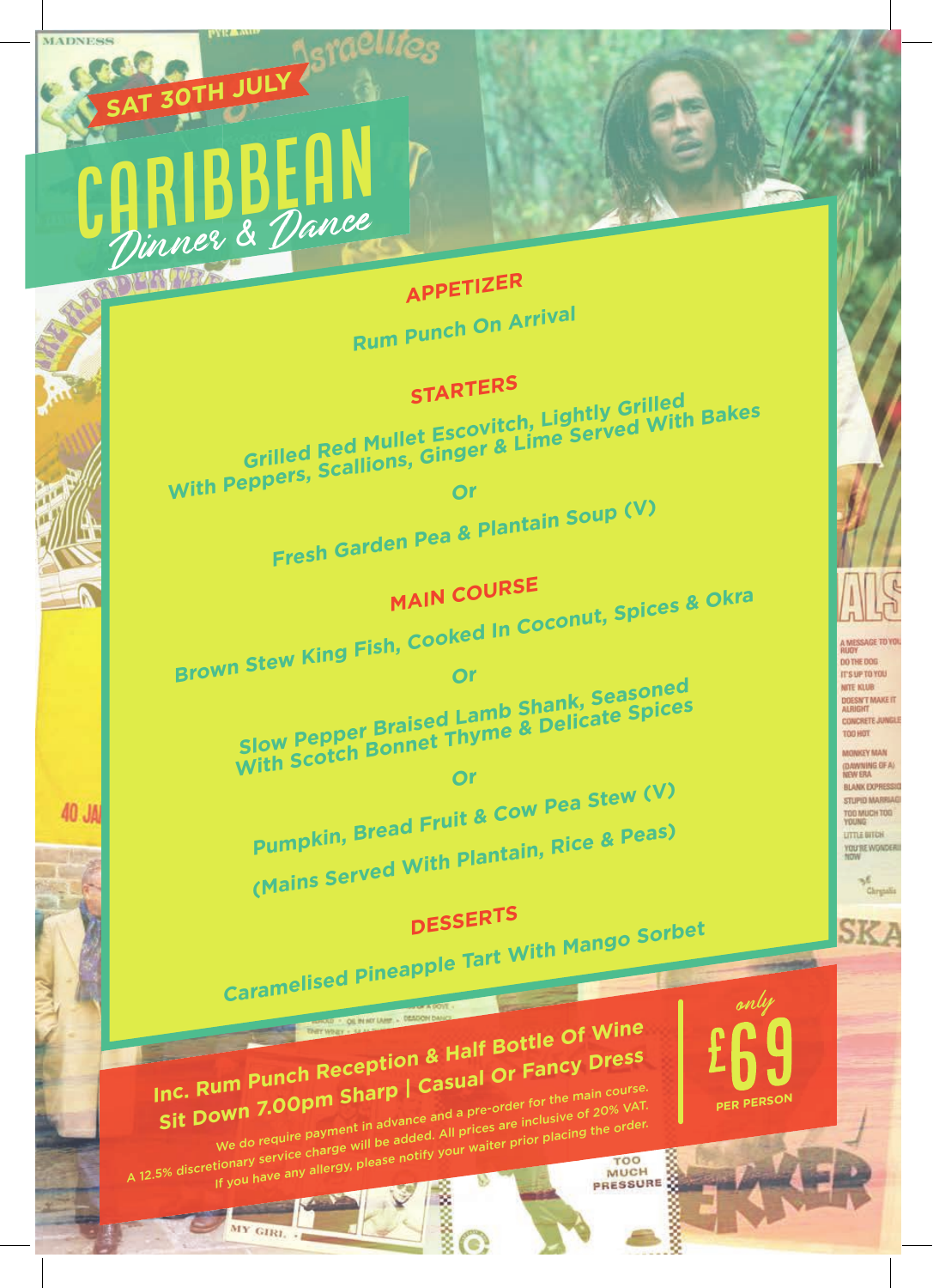SAT 30TH JULY

# CARIBBEAN
## Dinner & Dance

### APPETIZER

Rum Punch On Arrival

### STARTERS

Grilled Red Mullet Escovitch, Lightly Grilled With Peppers, Scallions, Ginger & Lime Served With Bakes

Or

Fresh Garden Pea & Plantain Soup (V)

### MAIN COURSE

Brown Stew King Fish, Cooked In Coconut, Spices & Okra

Or

Slow Pepper Braised Lamb Shank, Seasoned With Scotch Bonnet Thyme & Delicate Spices

Or

Pumpkin, Bread Fruit & Cow Pea Stew (V)

(Mains Served With Plantain, Rice & Peas)

### DESSERTS

Caramelised Pineapple Tart With Mango Sorbet

**Inc. Rum Punch Reception & Half Bottle Of Wine**
**Sit Down 7.00pm Sharp | Casual Or Fancy Dress**

We do require payment in advance and a pre-order for the main course.
A 12.5% discretionary service charge will be added. All prices are inclusive of 20% VAT.
If you have any allergy, please notify your waiter prior placing the order.

*only* **£69** PER PERSON